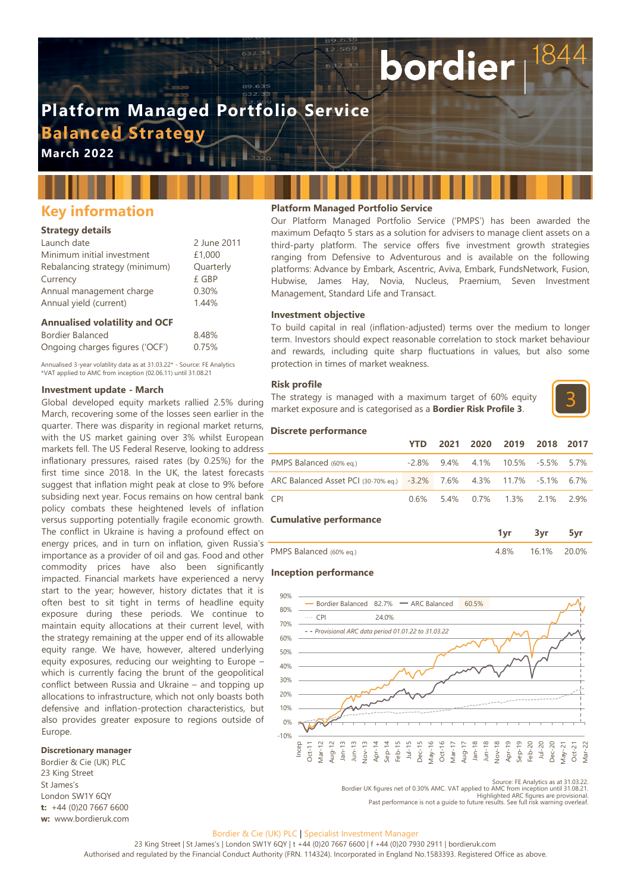# Platform Managed Portfolio Service

## Balanced Strategy

**March 2022**

## Key information

### Strategy details

| | |
|---|---|
| Launch date | 2 June 2011 |
| Minimum initial investment | £1,000 |
| Rebalancing strategy (minimum) | Quarterly |
| Currency | £ GBP |
| Annual management charge | 0.30% |
| Annual yield (current) | 1.44% |

### Annualised volatility and OCF

| | |
|---|---|
| Bordier Balanced | 8.48% |
| Ongoing charges figures ('OCF') | 0.75% |

Annualised 3-year volatility data as at 31.03.22* - Source: FE Analytics
*VAT applied to AMC from inception (02.06.11) until 31.08.21

### Investment update - March

Global developed equity markets rallied 2.5% during March, recovering some of the losses seen earlier in the quarter. There was disparity in regional market returns, with the US market gaining over 3% whilst European markets fell. The US Federal Reserve, looking to address inflationary pressures, raised rates (by 0.25%) for the first time since 2018. In the UK, the latest forecasts suggest that inflation might peak at close to 9% before subsiding next year. Focus remains on how central bank policy combats these heightened levels of inflation versus supporting potentially fragile economic growth. The conflict in Ukraine is having a profound effect on energy prices, and in turn on inflation, given Russia's importance as a provider of oil and gas. Food and other commodity prices have also been significantly impacted. Financial markets have experienced a nervy start to the year; however, history dictates that it is often best to sit tight in terms of headline equity exposure during these periods. We continue to maintain equity allocations at their current level, with the strategy remaining at the upper end of its allowable equity range. We have, however, altered underlying equity exposures, reducing our weighting to Europe – which is currently facing the brunt of the geopolitical conflict between Russia and Ukraine – and topping up allocations to infrastructure, which not only boasts both defensive and inflation-protection characteristics, but also provides greater exposure to regions outside of Europe.

### Discretionary manager

Bordier & Cie (UK) PLC
23 King Street
St James's
London SW1Y 6QY
**t:** +44 (0)20 7667 6600
**w:** www.bordieruk.com

### Platform Managed Portfolio Service

Our Platform Managed Portfolio Service ('PMPS') has been awarded the maximum Defaqto 5 stars as a solution for advisers to manage client assets on a third-party platform. The service offers five investment growth strategies ranging from Defensive to Adventurous and is available on the following platforms: Advance by Embark, Ascentric, Aviva, Embark, FundsNetwork, Fusion, Hubwise, James Hay, Novia, Nucleus, Praemium, Seven Investment Management, Standard Life and Transact.

### Investment objective

To build capital in real (inflation-adjusted) terms over the medium to longer term. Investors should expect reasonable correlation to stock market behaviour and rewards, including quite sharp fluctuations in values, but also some protection in times of market weakness.

### Risk profile

The strategy is managed with a maximum target of 60% equity market exposure and is categorised as a **Bordier Risk Profile 3**.

3

### Discrete performance

| | YTD | 2021 | 2020 | 2019 | 2018 | 2017 |
|---|---|---|---|---|---|---|
| PMPS Balanced (60% eq.) | -2.8% | 9.4% | 4.1% | 10.5% | -5.5% | 5.7% |
| ARC Balanced Asset PCI (30-70% eq.) | -3.2% | 7.6% | 4.3% | 11.7% | -5.1% | 6.7% |
| CPI | 0.6% | 5.4% | 0.7% | 1.3% | 2.1% | 2.9% |

### Cumulative performance

| | 1yr | 3yr | 5yr |
|---|---|---|---|
| PMPS Balanced (60% eq.) | 4.8% | 16.1% | 20.0% |

### Inception performance

Bordier Balanced 82.7% — ARC Balanced 60.5% — CPI 24.0%
- - Provisional ARC data period 01.01.22 to 31.03.22

Source: FE Analytics as at 31.03.22.
Bordier UK figures net of 0.30% AMC. VAT applied to AMC from inception until 31.08.21.
Highlighted ARC figures are provisional.
Past performance is not a guide to future results. See full risk warning overleaf.

Bordier & Cie (UK) PLC | Specialist Investment Manager
23 King Street | St James's | London SW1Y 6QY | t +44 (0)20 7667 6600 | f +44 (0)20 7930 2911 | bordieruk.com
Authorised and regulated by the Financial Conduct Authority (FRN. 114324). Incorporated in England No.1583393. Registered Office as above.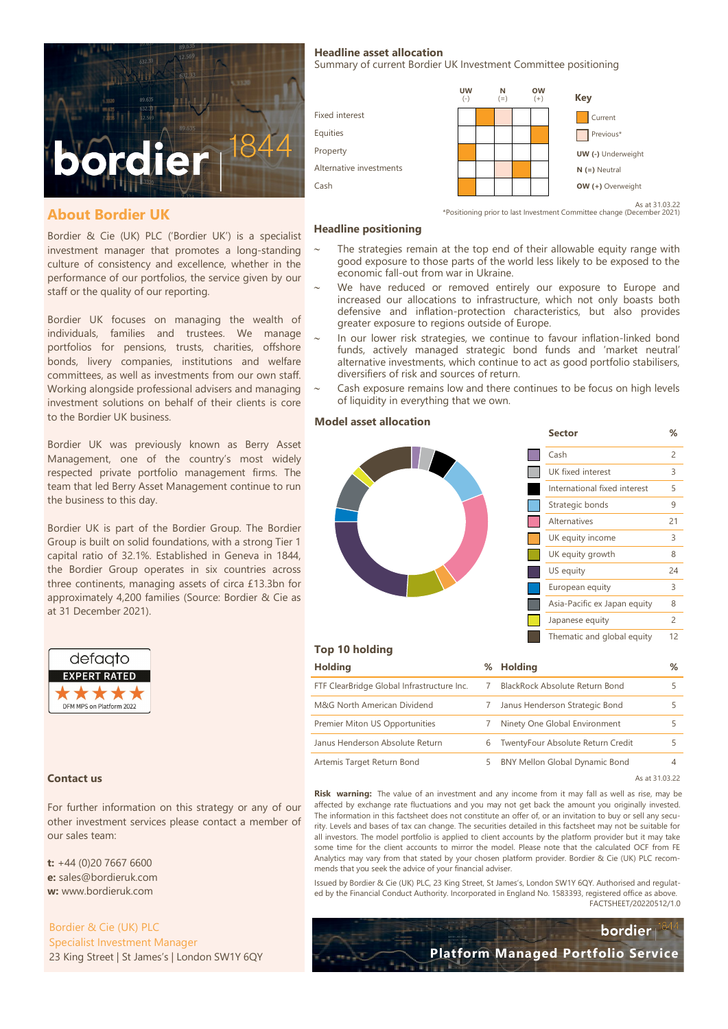## About Bordier UK

Bordier & Cie (UK) PLC ('Bordier UK') is a specialist investment manager that promotes a long-standing culture of consistency and excellence, whether in the performance of our portfolios, the service given by our staff or the quality of our reporting.

Bordier UK focuses on managing the wealth of individuals, families and trustees. We manage portfolios for pensions, trusts, charities, offshore bonds, livery companies, institutions and welfare committees, as well as investments from our own staff. Working alongside professional advisers and managing investment solutions on behalf of their clients is core to the Bordier UK business.

Bordier UK was previously known as Berry Asset Management, one of the country's most widely respected private portfolio management firms. The team that led Berry Asset Management continue to run the business to this day.

Bordier UK is part of the Bordier Group. The Bordier Group is built on solid foundations, with a strong Tier 1 capital ratio of 32.1%. Established in Geneva in 1844, the Bordier Group operates in six countries across three continents, managing assets of circa £13.3bn for approximately 4,200 families (Source: Bordier & Cie as at 31 December 2021).

defaqto
EXPERT RATED
DFM MPS on Platform 2022

### Contact us

For further information on this strategy or any of our other investment services please contact a member of our sales team:

**t:** +44 (0)20 7667 6600
**e:** sales@bordieruk.com
**w:** www.bordieruk.com

Bordier & Cie (UK) PLC
Specialist Investment Manager
23 King Street | St James's | London SW1Y 6QY

## Headline asset allocation

Summary of current Bordier UK Investment Committee positioning

| | UW (-) | | N (=) | | OW (+) |
|---|---|---|---|---|---|
| Fixed interest | | Current | Previous* | | |
| Equities | | | | | Current |
| Property | Current | | | | |
| Alternative investments | | | Previous* | Current | |
| Cash | Current | | | | |

**Key**
Current
Previous*
**UW (-)** Underweight
**N (=)** Neutral
**OW (+)** Overweight

As at 31.03.22
*Positioning prior to last Investment Committee change (December 2021)

### Headline positioning

- The strategies remain at the top end of their allowable equity range with good exposure to those parts of the world less likely to be exposed to the economic fall-out from war in Ukraine.
- We have reduced or removed entirely our exposure to Europe and increased our allocations to infrastructure, which not only boasts both defensive and inflation-protection characteristics, but also provides greater exposure to regions outside of Europe.
- In our lower risk strategies, we continue to favour inflation-linked bond funds, actively managed strategic bond funds and 'market neutral' alternative investments, which continue to act as good portfolio stabilisers, diversifiers of risk and sources of return.
- Cash exposure remains low and there continues to be focus on high levels of liquidity in everything that we own.

### Model asset allocation

| Sector | % |
|---|---|
| Cash | 2 |
| UK fixed interest | 3 |
| International fixed interest | 5 |
| Strategic bonds | 9 |
| Alternatives | 21 |
| UK equity income | 3 |
| UK equity growth | 8 |
| US equity | 24 |
| European equity | 3 |
| Asia-Pacific ex Japan equity | 8 |
| Japanese equity | 2 |
| Thematic and global equity | 12 |

### Top 10 holding

| Holding | % | Holding | % |
|---|---|---|---|
| FTF ClearBridge Global Infrastructure Inc. | 7 | BlackRock Absolute Return Bond | 5 |
| M&G North American Dividend | 7 | Janus Henderson Strategic Bond | 5 |
| Premier Miton US Opportunities | 7 | Ninety One Global Environment | 5 |
| Janus Henderson Absolute Return | 6 | TwentyFour Absolute Return Credit | 5 |
| Artemis Target Return Bond | 5 | BNY Mellon Global Dynamic Bond | 4 |

As at 31.03.22

**Risk warning:** The value of an investment and any income from it may fall as well as rise, may be affected by exchange rate fluctuations and you may not get back the amount you originally invested. The information in this factsheet does not constitute an offer of, or an invitation to buy or sell any security. Levels and bases of tax can change. The securities detailed in this factsheet may not be suitable for all investors. The model portfolio is applied to client accounts by the platform provider but it may take some time for the client accounts to mirror the model. Please note that the calculated OCF from FE Analytics may vary from that stated by your chosen platform provider. Bordier & Cie (UK) PLC recommends that you seek the advice of your financial adviser.

Issued by Bordier & Cie (UK) PLC, 23 King Street, St James's, London SW1Y 6QY. Authorised and regulated by the Financial Conduct Authority. Incorporated in England No. 1583393, registered office as above.
FACTSHEET/20220512/1.0

bordier 1844
**Platform Managed Portfolio Service**